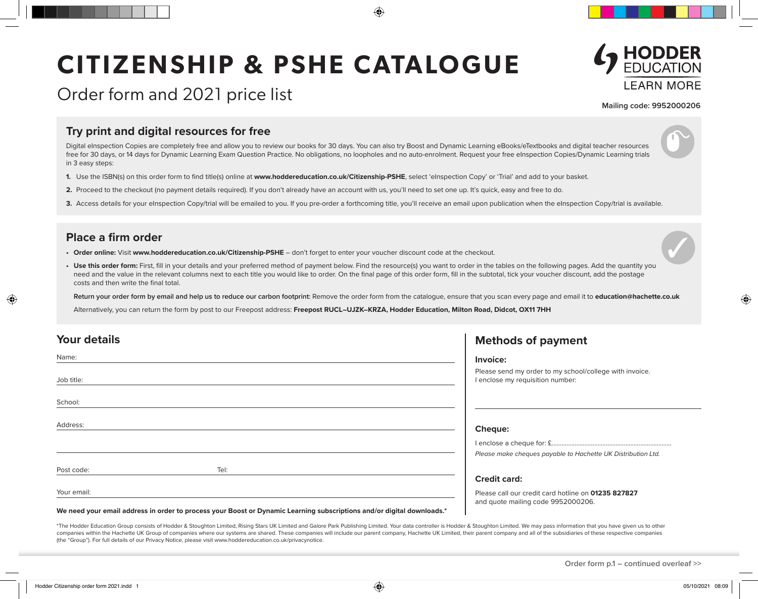# CITIZENSHIP & PSHE CATALOGUE

Order form and 2021 price list

HODDER EDUCATION
LEARN MORE

**Mailing code: 9952000206**

## Try print and digital resources for free

Digital eInspection Copies are completely free and allow you to review our books for 30 days. You can also try Boost and Dynamic Learning eBooks/eTextbooks and digital teacher resources free for 30 days, or 14 days for Dynamic Learning Exam Question Practice. No obligations, no loopholes and no auto-enrolment. Request your free eInspection Copies/Dynamic Learning trials in 3 easy steps:

1. Use the ISBN(s) on this order form to find title(s) online at **www.hoddereducation.co.uk/Citizenship-PSHE**, select 'eInspection Copy' or 'Trial' and add to your basket.
2. Proceed to the checkout (no payment details required). If you don't already have an account with us, you'll need to set one up. It's quick, easy and free to do.
3. Access details for your eInspection Copy/trial will be emailed to you. If you pre-order a forthcoming title, you'll receive an email upon publication when the eInspection Copy/trial is available.

## Place a firm order

- **Order online:** Visit **www.hoddereducation.co.uk/Citizenship-PSHE** – don't forget to enter your voucher discount code at the checkout.
- **Use this order form:** First, fill in your details and your preferred method of payment below. Find the resource(s) you want to order in the tables on the following pages. Add the quantity you need and the value in the relevant columns next to each title you would like to order. On the final page of this order form, fill in the subtotal, tick your voucher discount, add the postage costs and then write the final total.

  **Return your order form by email and help us to reduce our carbon footprint:** Remove the order form from the catalogue, ensure that you scan every page and email it to **education@hachette.co.uk**

  Alternatively, you can return the form by post to our Freepost address: **Freepost RUCL–UJZK–KRZA, Hodder Education, Milton Road, Didcot, OX11 7HH**

## Your details

Name:

Job title:

School:

Address:

Post code: Tel:

Your email:

**We need your email address in order to process your Boost or Dynamic Learning subscriptions and/or digital downloads.***

## Methods of payment

### Invoice:

Please send my order to my school/college with invoice.
I enclose my requisition number:

### Cheque:

I enclose a cheque for: £.........................................................................

*Please make cheques payable to Hachette UK Distribution Ltd.*

### Credit card:

Please call our credit card hotline on **01235 827827** and quote mailing code 9952000206.

*The Hodder Education Group consists of Hodder & Stoughton Limited, Rising Stars UK Limited and Galore Park Publishing Limited. Your data controller is Hodder & Stoughton Limited. We may pass information that you have given us to other companies within the Hachette UK Group of companies where our systems are shared. These companies will include our parent company, Hachette UK Limited, their parent company and all of the subsidiaries of these respective companies (the "Group"). For full details of our Privacy Notice, please visit www.hoddereducation.co.uk/privacynotice.

Order form p.1 – continued overleaf >>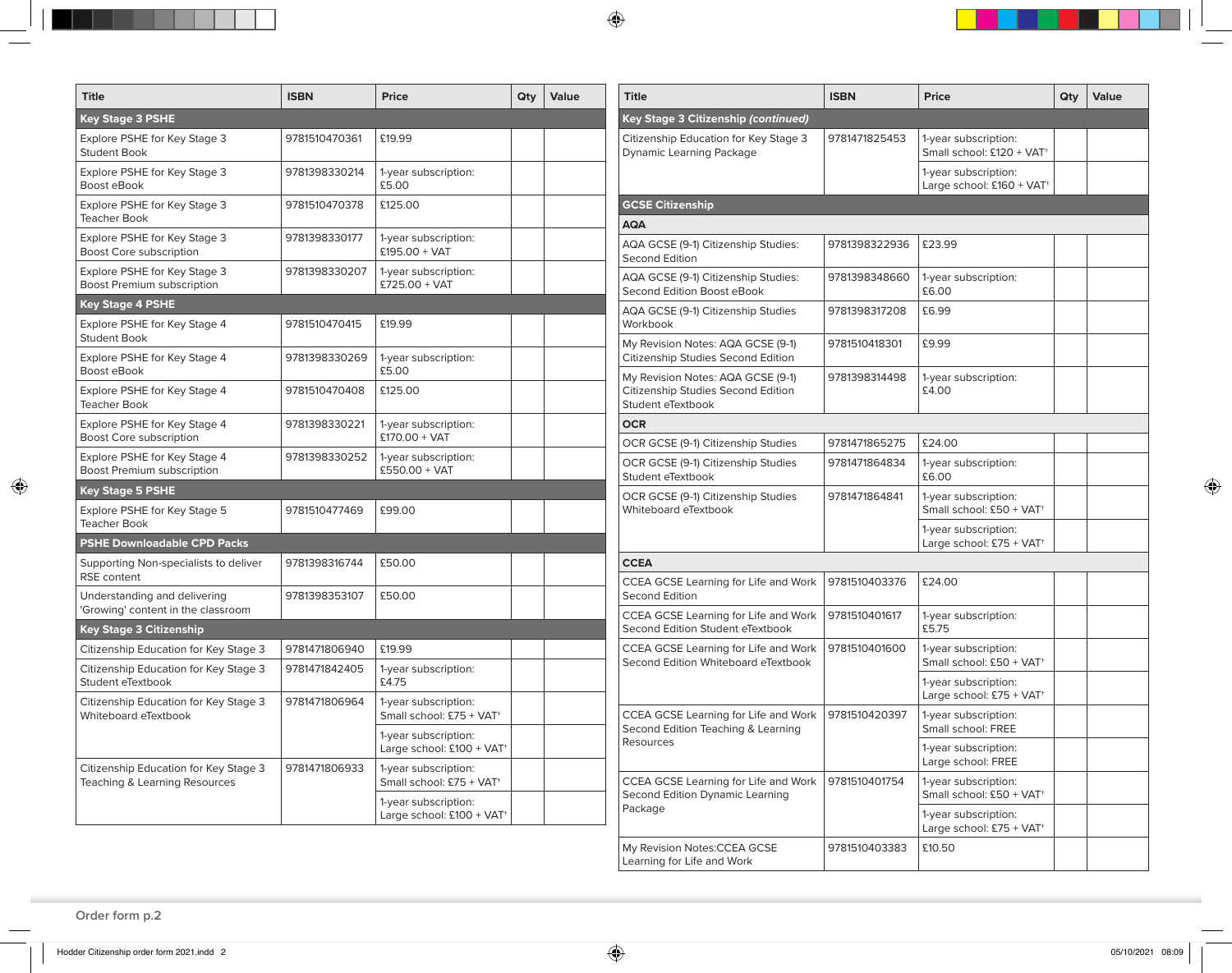| Title | ISBN | Price | Qty | Value |
|---|---|---|---|---|
| **Key Stage 3 PSHE** | | | | |
| Explore PSHE for Key Stage 3 Student Book | 9781510470361 | £19.99 | | |
| Explore PSHE for Key Stage 3 Boost eBook | 9781398330214 | 1-year subscription: £5.00 | | |
| Explore PSHE for Key Stage 3 Teacher Book | 9781510470378 | £125.00 | | |
| Explore PSHE for Key Stage 3 Boost Core subscription | 9781398330177 | 1-year subscription: £195.00 + VAT | | |
| Explore PSHE for Key Stage 3 Boost Premium subscription | 9781398330207 | 1-year subscription: £725.00 + VAT | | |
| **Key Stage 4 PSHE** | | | | |
| Explore PSHE for Key Stage 4 Student Book | 9781510470415 | £19.99 | | |
| Explore PSHE for Key Stage 4 Boost eBook | 9781398330269 | 1-year subscription: £5.00 | | |
| Explore PSHE for Key Stage 4 Teacher Book | 9781510470408 | £125.00 | | |
| Explore PSHE for Key Stage 4 Boost Core subscription | 9781398330221 | 1-year subscription: £170.00 + VAT | | |
| Explore PSHE for Key Stage 4 Boost Premium subscription | 9781398330252 | 1-year subscription: £550.00 + VAT | | |
| **Key Stage 5 PSHE** | | | | |
| Explore PSHE for Key Stage 5 Teacher Book | 9781510477469 | £99.00 | | |
| **PSHE Downloadable CPD Packs** | | | | |
| Supporting Non-specialists to deliver RSE content | 9781398316744 | £50.00 | | |
| Understanding and delivering 'Growing' content in the classroom | 9781398353107 | £50.00 | | |
| **Key Stage 3 Citizenship** | | | | |
| Citizenship Education for Key Stage 3 | 9781471806940 | £19.99 | | |
| Citizenship Education for Key Stage 3 Student eTextbook | 9781471842405 | 1-year subscription: £4.75 | | |
| Citizenship Education for Key Stage 3 Whiteboard eTextbook | 9781471806964 | 1-year subscription: Small school: £75 + VAT† | | |
| | | 1-year subscription: Large school: £100 + VAT† | | |
| Citizenship Education for Key Stage 3 Teaching & Learning Resources | 9781471806933 | 1-year subscription: Small school: £75 + VAT† | | |
| | | 1-year subscription: Large school: £100 + VAT† | | |

| Title | ISBN | Price | Qty | Value |
|---|---|---|---|---|
| **Key Stage 3 Citizenship *(continued)*** | | | | |
| Citizenship Education for Key Stage 3 Dynamic Learning Package | 9781471825453 | 1-year subscription: Small school: £120 + VAT† | | |
| | | 1-year subscription: Large school: £160 + VAT† | | |
| **GCSE Citizenship** | | | | |
| **AQA** | | | | |
| AQA GCSE (9-1) Citizenship Studies: Second Edition | 9781398322936 | £23.99 | | |
| AQA GCSE (9-1) Citizenship Studies: Second Edition Boost eBook | 9781398348660 | 1-year subscription: £6.00 | | |
| AQA GCSE (9-1) Citizenship Studies Workbook | 9781398317208 | £6.99 | | |
| My Revision Notes: AQA GCSE (9-1) Citizenship Studies Second Edition | 9781510418301 | £9.99 | | |
| My Revision Notes: AQA GCSE (9-1) Citizenship Studies Second Edition Student eTextbook | 9781398314498 | 1-year subscription: £4.00 | | |
| **OCR** | | | | |
| OCR GCSE (9-1) Citizenship Studies | 9781471865275 | £24.00 | | |
| OCR GCSE (9-1) Citizenship Studies Student eTextbook | 9781471864834 | 1-year subscription: £6.00 | | |
| OCR GCSE (9-1) Citizenship Studies Whiteboard eTextbook | 9781471864841 | 1-year subscription: Small school: £50 + VAT† | | |
| | | 1-year subscription: Large school: £75 + VAT† | | |
| **CCEA** | | | | |
| CCEA GCSE Learning for Life and Work Second Edition | 9781510403376 | £24.00 | | |
| CCEA GCSE Learning for Life and Work Second Edition Student eTextbook | 9781510401617 | 1-year subscription: £5.75 | | |
| CCEA GCSE Learning for Life and Work Second Edition Whiteboard eTextbook | 9781510401600 | 1-year subscription: Small school: £50 + VAT† | | |
| | | 1-year subscription: Large school: £75 + VAT† | | |
| CCEA GCSE Learning for Life and Work Second Edition Teaching & Learning Resources | 9781510420397 | 1-year subscription: Small school: FREE | | |
| | | 1-year subscription: Large school: FREE | | |
| CCEA GCSE Learning for Life and Work Second Edition Dynamic Learning Package | 9781510401754 | 1-year subscription: Small school: £50 + VAT† | | |
| | | 1-year subscription: Large school: £75 + VAT† | | |
| My Revision Notes:CCEA GCSE Learning for Life and Work | 9781510403383 | £10.50 | | |

Order form p.2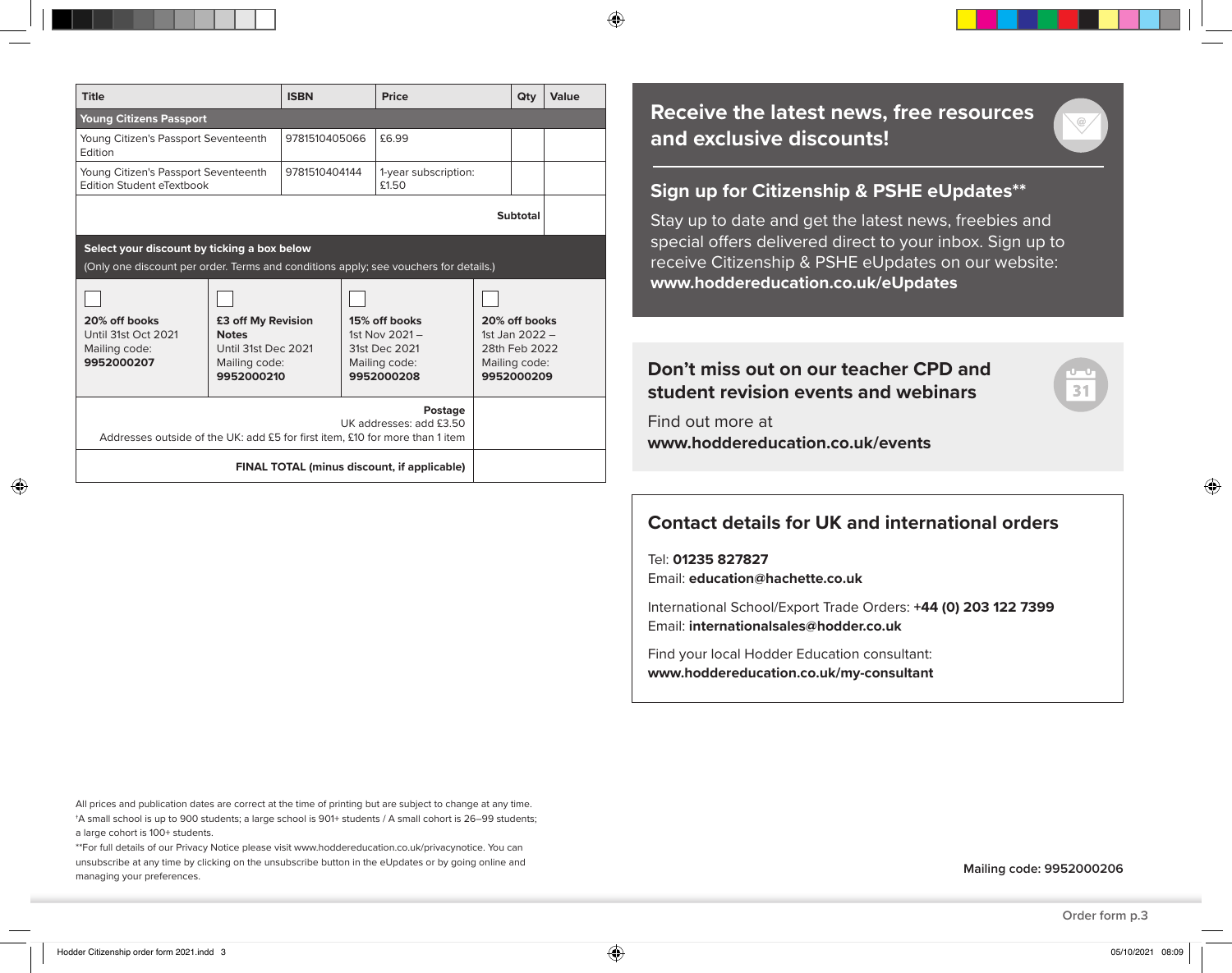| Title | ISBN | Price | Qty | Value |
|---|---|---|---|---|
| **Young Citizens Passport** | | | | |
| Young Citizen's Passport Seventeenth Edition | 9781510405066 | £6.99 | | |
| Young Citizen's Passport Seventeenth Edition Student eTextbook | 9781510404144 | 1-year subscription: £1.50 | | |
| | | | **Subtotal** | |

**Select your discount by ticking a box below**

(Only one discount per order. Terms and conditions apply; see vouchers for details.)

| ☐ | ☐ | ☐ | ☐ |
|---|---|---|---|
| **20% off books** Until 31st Oct 2021 Mailing code: **9952000207** | **£3 off My Revision Notes** Until 31st Dec 2021 Mailing code: **9952000210** | **15% off books** 1st Nov 2021 – 31st Dec 2021 Mailing code: **9952000208** | **20% off books** 1st Jan 2022 – 28th Feb 2022 Mailing code: **9952000209** |

| | |
|---|---|
| **Postage** UK addresses: add £3.50 Addresses outside of the UK: add £5 for first item, £10 for more than 1 item | |
| **FINAL TOTAL (minus discount, if applicable)** | |

## Receive the latest news, free resources and exclusive discounts!

### Sign up for Citizenship & PSHE eUpdates**

Stay up to date and get the latest news, freebies and special offers delivered direct to your inbox. Sign up to receive Citizenship & PSHE eUpdates on our website: **www.hoddereducation.co.uk/eUpdates**

## Don't miss out on our teacher CPD and student revision events and webinars

Find out more at **www.hoddereducation.co.uk/events**

## Contact details for UK and international orders

Tel: **01235 827827**
Email: **education@hachette.co.uk**

International School/Export Trade Orders: **+44 (0) 203 122 7399**
Email: **internationalsales@hodder.co.uk**

Find your local Hodder Education consultant:
**www.hoddereducation.co.uk/my-consultant**

All prices and publication dates are correct at the time of printing but are subject to change at any time.
†A small school is up to 900 students; a large school is 901+ students / A small cohort is 26–99 students; a large cohort is 100+ students.
**For full details of our Privacy Notice please visit www.hoddereducation.co.uk/privacynotice. You can unsubscribe at any time by clicking on the unsubscribe button in the eUpdates or by going online and managing your preferences.

**Mailing code: 9952000206**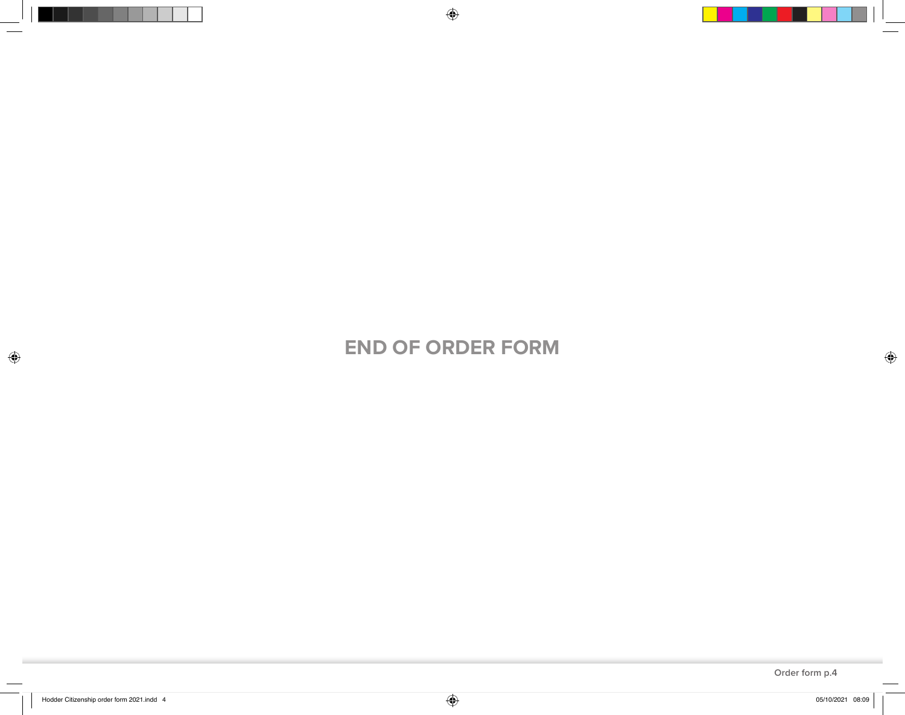# END OF ORDER FORM